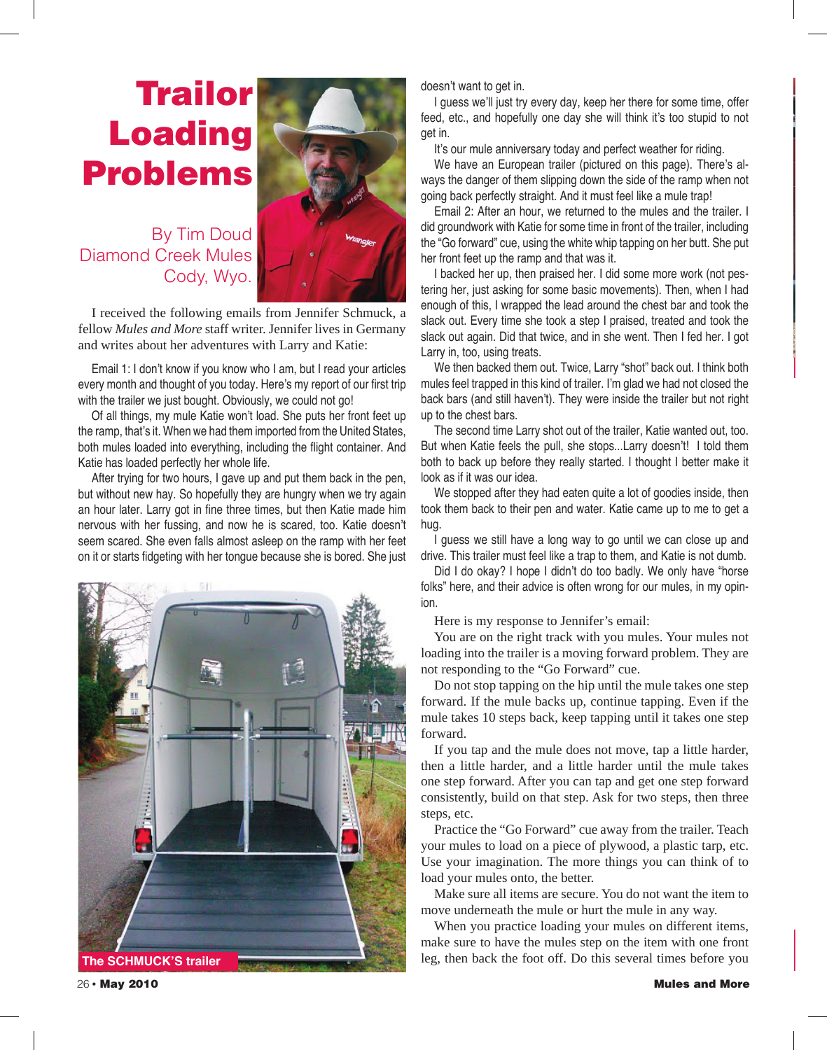# Trailor Loading Problems

By Tim Doud
Diamond Creek Mules
Cody, Wyo.

I received the following emails from Jennifer Schmuck, a fellow *Mules and More* staff writer. Jennifer lives in Germany and writes about her adventures with Larry and Katie:

Email 1: I don't know if you know who I am, but I read your articles every month and thought of you today. Here's my report of our first trip with the trailer we just bought. Obviously, we could not go!

Of all things, my mule Katie won't load. She puts her front feet up the ramp, that's it. When we had them imported from the United States, both mules loaded into everything, including the flight container. And Katie has loaded perfectly her whole life.

After trying for two hours, I gave up and put them back in the pen, but without new hay. So hopefully they are hungry when we try again an hour later. Larry got in fine three times, but then Katie made him nervous with her fussing, and now he is scared, too. Katie doesn't seem scared. She even falls almost asleep on the ramp with her feet on it or starts fidgeting with her tongue because she is bored. She just doesn't want to get in.

The SCHMUCK'S trailer

I guess we'll just try every day, keep her there for some time, offer feed, etc., and hopefully one day she will think it's too stupid to not get in.

It's our mule anniversary today and perfect weather for riding.

We have an European trailer (pictured on this page). There's always the danger of them slipping down the side of the ramp when not going back perfectly straight. And it must feel like a mule trap!

Email 2: After an hour, we returned to the mules and the trailer. I did groundwork with Katie for some time in front of the trailer, including the "Go forward" cue, using the white whip tapping on her butt. She put her front feet up the ramp and that was it.

I backed her up, then praised her. I did some more work (not pestering her, just asking for some basic movements). Then, when I had enough of this, I wrapped the lead around the chest bar and took the slack out. Every time she took a step I praised, treated and took the slack out again. Did that twice, and in she went. Then I fed her. I got Larry in, too, using treats.

We then backed them out. Twice, Larry "shot" back out. I think both mules feel trapped in this kind of trailer. I'm glad we had not closed the back bars (and still haven't). They were inside the trailer but not right up to the chest bars.

The second time Larry shot out of the trailer, Katie wanted out, too. But when Katie feels the pull, she stops...Larry doesn't! I told them both to back up before they really started. I thought I better make it look as if it was our idea.

We stopped after they had eaten quite a lot of goodies inside, then took them back to their pen and water. Katie came up to me to get a hug.

I guess we still have a long way to go until we can close up and drive. This trailer must feel like a trap to them, and Katie is not dumb.

Did I do okay? I hope I didn't do too badly. We only have "horse folks" here, and their advice is often wrong for our mules, in my opinion.

Here is my response to Jennifer's email:

You are on the right track with you mules. Your mules not loading into the trailer is a moving forward problem. They are not responding to the "Go Forward" cue.

Do not stop tapping on the hip until the mule takes one step forward. If the mule backs up, continue tapping. Even if the mule takes 10 steps back, keep tapping until it takes one step forward.

If you tap and the mule does not move, tap a little harder, then a little harder, and a little harder until the mule takes one step forward. After you can tap and get one step forward consistently, build on that step. Ask for two steps, then three steps, etc.

Practice the "Go Forward" cue away from the trailer. Teach your mules to load on a piece of plywood, a plastic tarp, etc. Use your imagination. The more things you can think of to load your mules onto, the better.

Make sure all items are secure. You do not want the item to move underneath the mule or hurt the mule in any way.

When you practice loading your mules on different items, make sure to have the mules step on the item with one front leg, then back the foot off. Do this several times before you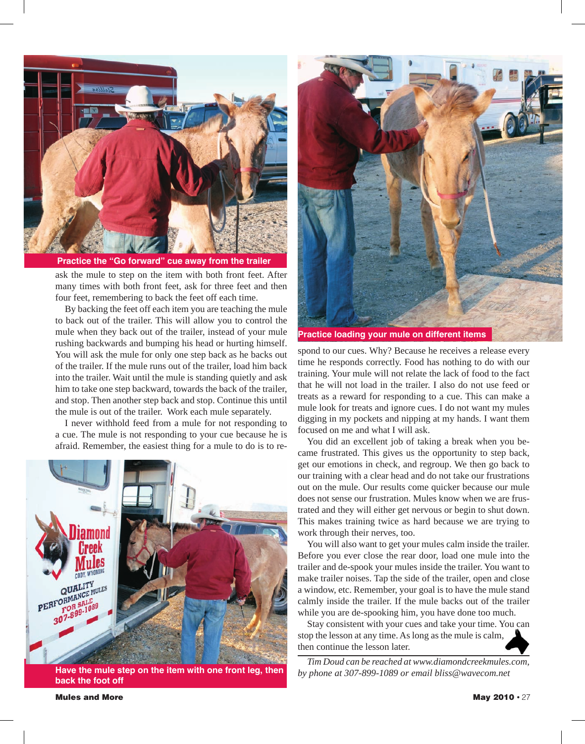Practice the "Go forward" cue away from the trailer

ask the mule to step on the item with both front feet. After many times with both front feet, ask for three feet and then four feet, remembering to back the feet off each time.

By backing the feet off each item you are teaching the mule to back out of the trailer. This will allow you to control the mule when they back out of the trailer, instead of your mule rushing backwards and bumping his head or hurting himself. You will ask the mule for only one step back as he backs out of the trailer. If the mule runs out of the trailer, load him back into the trailer. Wait until the mule is standing quietly and ask him to take one step backward, towards the back of the trailer, and stop. Then another step back and stop. Continue this until the mule is out of the trailer. Work each mule separately.

I never withhold feed from a mule for not responding to a cue. The mule is not responding to your cue because he is afraid. Remember, the easiest thing for a mule to do is to respond to our cues. Why? Because he receives a release every time he responds correctly. Food has nothing to do with our training. Your mule will not relate the lack of food to the fact that he will not load in the trailer. I also do not use feed or treats as a reward for responding to a cue. This can make a mule look for treats and ignore cues. I do not want my mules digging in my pockets and nipping at my hands. I want them focused on me and what I will ask.

Have the mule step on the item with one front leg, then back the foot off

Practice loading your mule on different items

You did an excellent job of taking a break when you became frustrated. This gives us the opportunity to step back, get our emotions in check, and regroup. We then go back to our training with a clear head and do not take our frustrations out on the mule. Our results come quicker because our mule does not sense our frustration. Mules know when we are frustrated and they will either get nervous or begin to shut down. This makes training twice as hard because we are trying to work through their nerves, too.

You will also want to get your mules calm inside the trailer. Before you ever close the rear door, load one mule into the trailer and de-spook your mules inside the trailer. You want to make trailer noises. Tap the side of the trailer, open and close a window, etc. Remember, your goal is to have the mule stand calmly inside the trailer. If the mule backs out of the trailer while you are de-spooking him, you have done too much.

Stay consistent with your cues and take your time. You can stop the lesson at any time. As long as the mule is calm, then continue the lesson later.

*Tim Doud can be reached at www.diamondcreekmules.com, by phone at 307-899-1089 or email bliss@wavecom.net*